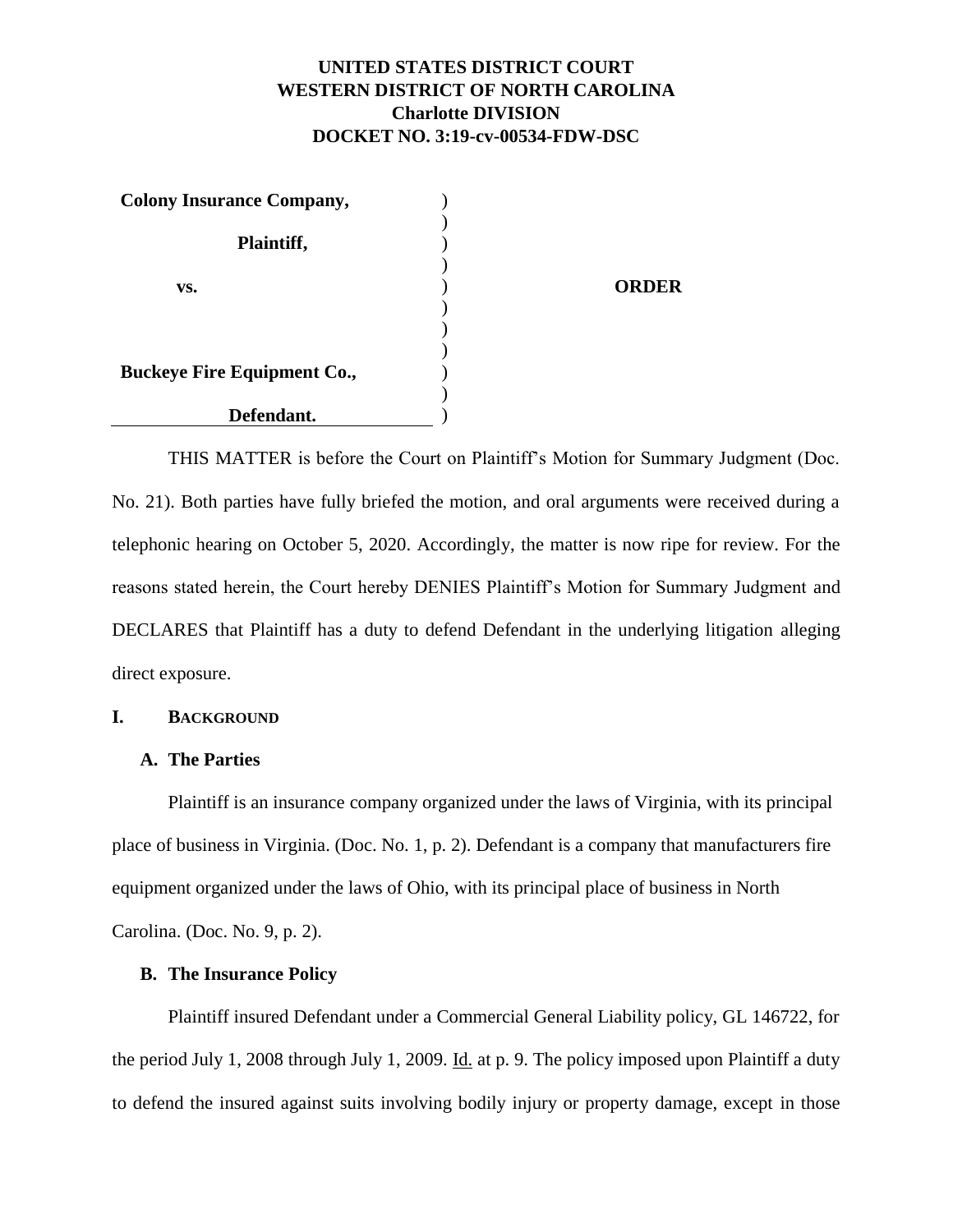**UNITED STATES DISTRICT COURT**
**WESTERN DISTRICT OF NORTH CAROLINA**
**Charlotte DIVISION**
**DOCKET NO. 3:19-cv-00534-FDW-DSC**

| | | |
|---|---|---|
| **Colony Insurance Company,** | ) | |
| | ) | |
| **Plaintiff,** | ) | |
| | ) | |
| **vs.** | ) | **ORDER** |
| | ) | |
| | ) | |
| | ) | |
| **Buckeye Fire Equipment Co.,** | ) | |
| | ) | |
| **Defendant.** | ) | |

THIS MATTER is before the Court on Plaintiff's Motion for Summary Judgment (Doc. No. 21). Both parties have fully briefed the motion, and oral arguments were received during a telephonic hearing on October 5, 2020. Accordingly, the matter is now ripe for review. For the reasons stated herein, the Court hereby DENIES Plaintiff's Motion for Summary Judgment and DECLARES that Plaintiff has a duty to defend Defendant in the underlying litigation alleging direct exposure.

## I. BACKGROUND

### A. The Parties

Plaintiff is an insurance company organized under the laws of Virginia, with its principal place of business in Virginia. (Doc. No. 1, p. 2). Defendant is a company that manufacturers fire equipment organized under the laws of Ohio, with its principal place of business in North Carolina. (Doc. No. 9, p. 2).

### B. The Insurance Policy

Plaintiff insured Defendant under a Commercial General Liability policy, GL 146722, for the period July 1, 2008 through July 1, 2009. Id. at p. 9. The policy imposed upon Plaintiff a duty to defend the insured against suits involving bodily injury or property damage, except in those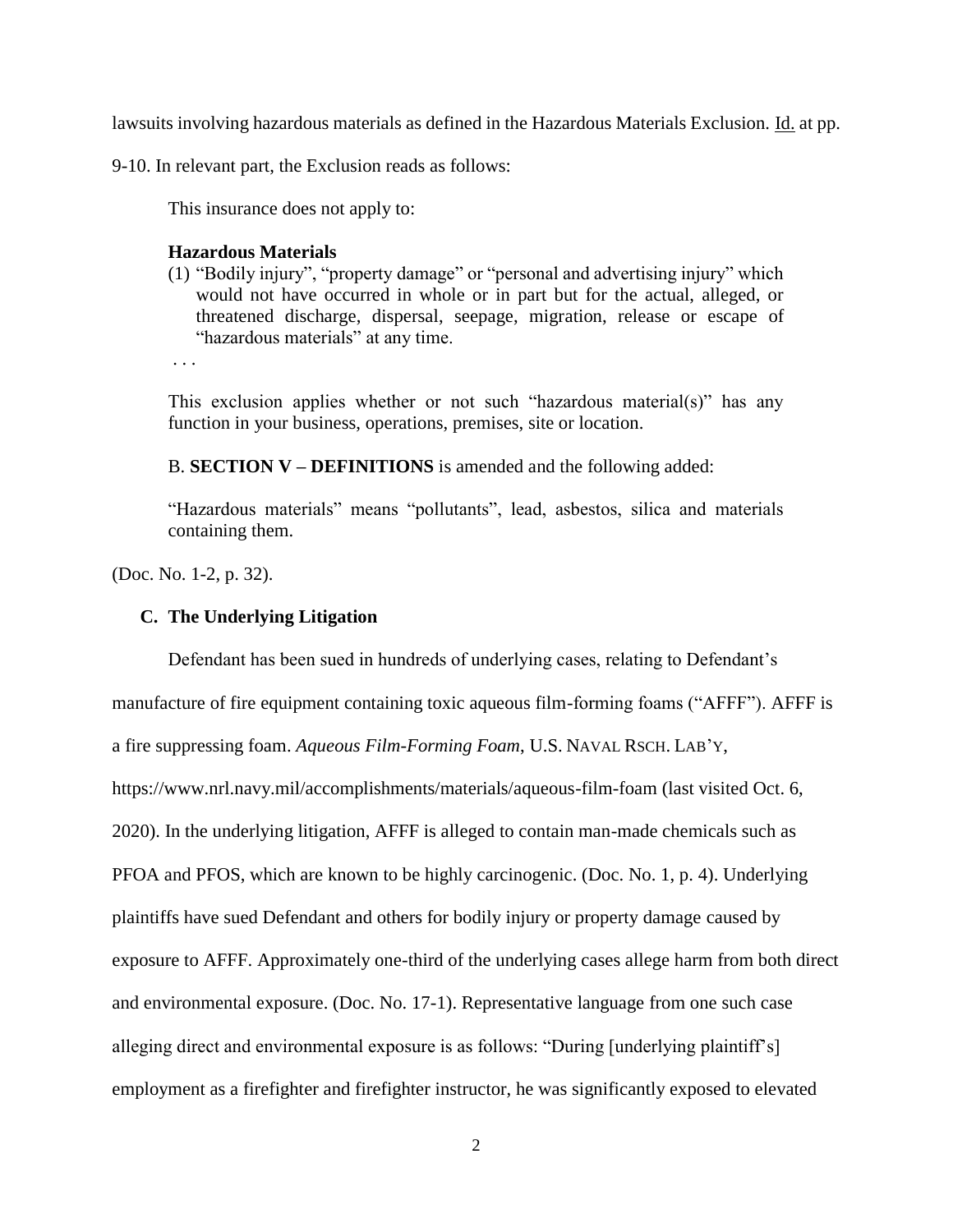lawsuits involving hazardous materials as defined in the Hazardous Materials Exclusion. Id. at pp. 9-10. In relevant part, the Exclusion reads as follows:

> This insurance does not apply to:
>
> **Hazardous Materials**
>
> (1) "Bodily injury", "property damage" or "personal and advertising injury" which would not have occurred in whole or in part but for the actual, alleged, or threatened discharge, dispersal, seepage, migration, release or escape of "hazardous materials" at any time.
>
> . . .
>
> This exclusion applies whether or not such "hazardous material(s)" has any function in your business, operations, premises, site or location.
>
> B. **SECTION V – DEFINITIONS** is amended and the following added:
>
> "Hazardous materials" means "pollutants", lead, asbestos, silica and materials containing them.

(Doc. No. 1-2, p. 32).

### C. The Underlying Litigation

Defendant has been sued in hundreds of underlying cases, relating to Defendant's manufacture of fire equipment containing toxic aqueous film-forming foams ("AFFF"). AFFF is a fire suppressing foam. *Aqueous Film-Forming Foam*, U.S. NAVAL RSCH. LAB'Y, https://www.nrl.navy.mil/accomplishments/materials/aqueous-film-foam (last visited Oct. 6, 2020). In the underlying litigation, AFFF is alleged to contain man-made chemicals such as PFOA and PFOS, which are known to be highly carcinogenic. (Doc. No. 1, p. 4). Underlying plaintiffs have sued Defendant and others for bodily injury or property damage caused by exposure to AFFF. Approximately one-third of the underlying cases allege harm from both direct and environmental exposure. (Doc. No. 17-1). Representative language from one such case alleging direct and environmental exposure is as follows: "During [underlying plaintiff's] employment as a firefighter and firefighter instructor, he was significantly exposed to elevated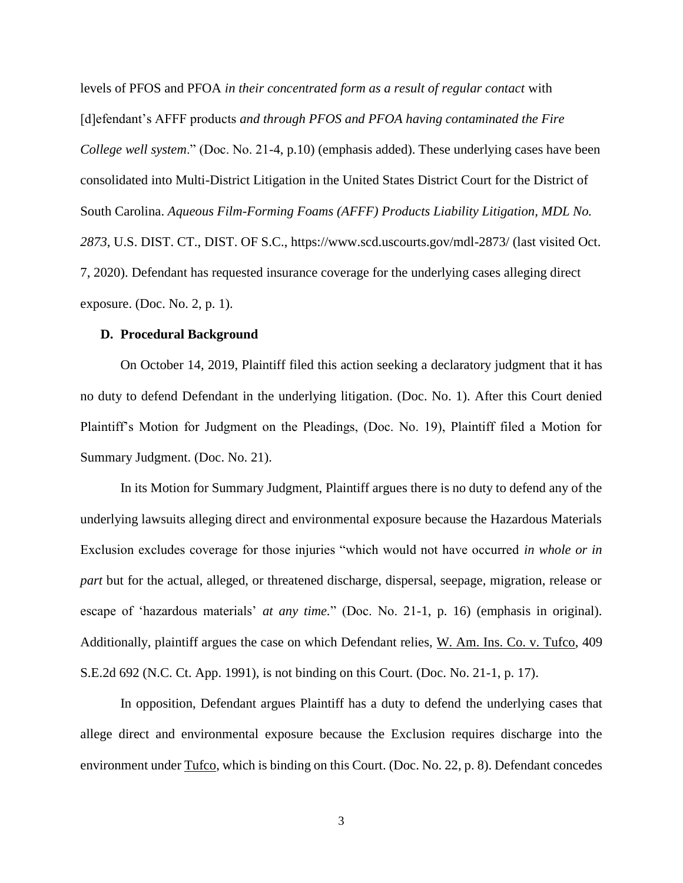levels of PFOS and PFOA *in their concentrated form as a result of regular contact* with [d]efendant's AFFF products *and through PFOS and PFOA having contaminated the Fire College well system*." (Doc. No. 21-4, p.10) (emphasis added). These underlying cases have been consolidated into Multi-District Litigation in the United States District Court for the District of South Carolina. *Aqueous Film-Forming Foams (AFFF) Products Liability Litigation, MDL No. 2873*, U.S. DIST. CT., DIST. OF S.C., https://www.scd.uscourts.gov/mdl-2873/ (last visited Oct. 7, 2020). Defendant has requested insurance coverage for the underlying cases alleging direct exposure. (Doc. No. 2, p. 1).

### D. Procedural Background

On October 14, 2019, Plaintiff filed this action seeking a declaratory judgment that it has no duty to defend Defendant in the underlying litigation. (Doc. No. 1). After this Court denied Plaintiff's Motion for Judgment on the Pleadings, (Doc. No. 19), Plaintiff filed a Motion for Summary Judgment. (Doc. No. 21).

In its Motion for Summary Judgment, Plaintiff argues there is no duty to defend any of the underlying lawsuits alleging direct and environmental exposure because the Hazardous Materials Exclusion excludes coverage for those injuries "which would not have occurred *in whole or in part* but for the actual, alleged, or threatened discharge, dispersal, seepage, migration, release or escape of 'hazardous materials' *at any time*." (Doc. No. 21-1, p. 16) (emphasis in original). Additionally, plaintiff argues the case on which Defendant relies, W. Am. Ins. Co. v. Tufco, 409 S.E.2d 692 (N.C. Ct. App. 1991), is not binding on this Court. (Doc. No. 21-1, p. 17).

In opposition, Defendant argues Plaintiff has a duty to defend the underlying cases that allege direct and environmental exposure because the Exclusion requires discharge into the environment under Tufco, which is binding on this Court. (Doc. No. 22, p. 8). Defendant concedes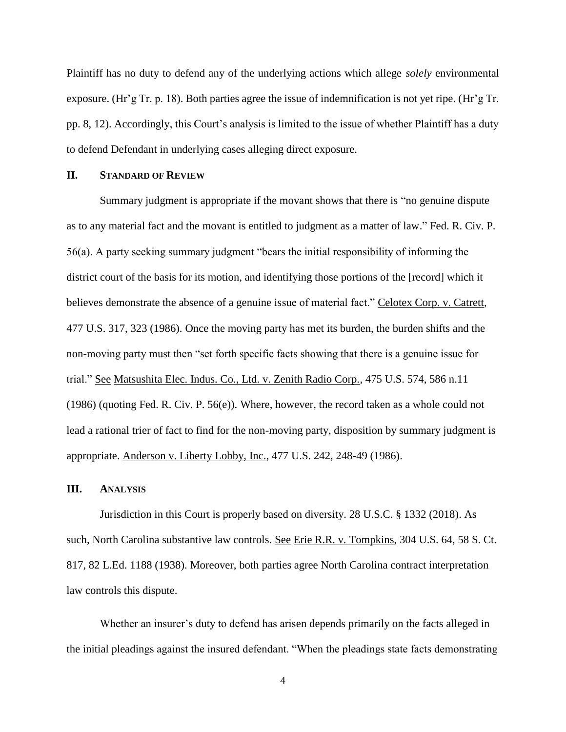Plaintiff has no duty to defend any of the underlying actions which allege *solely* environmental exposure. (Hr'g Tr. p. 18). Both parties agree the issue of indemnification is not yet ripe. (Hr'g Tr. pp. 8, 12). Accordingly, this Court's analysis is limited to the issue of whether Plaintiff has a duty to defend Defendant in underlying cases alleging direct exposure.

## II. Standard of Review

Summary judgment is appropriate if the movant shows that there is "no genuine dispute as to any material fact and the movant is entitled to judgment as a matter of law." Fed. R. Civ. P. 56(a). A party seeking summary judgment "bears the initial responsibility of informing the district court of the basis for its motion, and identifying those portions of the [record] which it believes demonstrate the absence of a genuine issue of material fact." Celotex Corp. v. Catrett, 477 U.S. 317, 323 (1986). Once the moving party has met its burden, the burden shifts and the non-moving party must then "set forth specific facts showing that there is a genuine issue for trial." See Matsushita Elec. Indus. Co., Ltd. v. Zenith Radio Corp., 475 U.S. 574, 586 n.11 (1986) (quoting Fed. R. Civ. P. 56(e)). Where, however, the record taken as a whole could not lead a rational trier of fact to find for the non-moving party, disposition by summary judgment is appropriate. Anderson v. Liberty Lobby, Inc., 477 U.S. 242, 248-49 (1986).

## III. Analysis

Jurisdiction in this Court is properly based on diversity. 28 U.S.C. § 1332 (2018). As such, North Carolina substantive law controls. See Erie R.R. v. Tompkins, 304 U.S. 64, 58 S. Ct. 817, 82 L.Ed. 1188 (1938). Moreover, both parties agree North Carolina contract interpretation law controls this dispute.

Whether an insurer's duty to defend has arisen depends primarily on the facts alleged in the initial pleadings against the insured defendant. "When the pleadings state facts demonstrating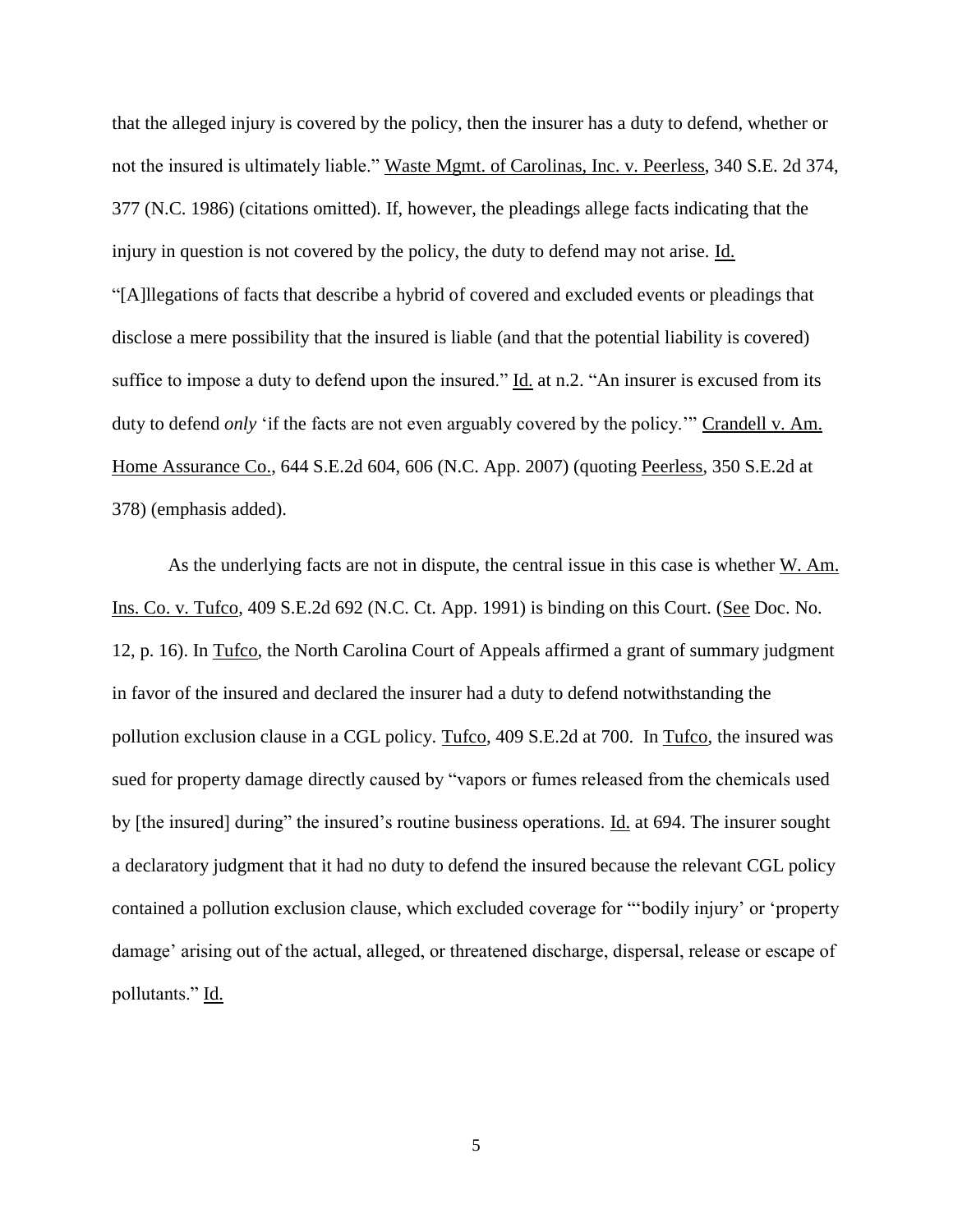that the alleged injury is covered by the policy, then the insurer has a duty to defend, whether or not the insured is ultimately liable." Waste Mgmt. of Carolinas, Inc. v. Peerless, 340 S.E. 2d 374, 377 (N.C. 1986) (citations omitted). If, however, the pleadings allege facts indicating that the injury in question is not covered by the policy, the duty to defend may not arise. Id. "[A]llegations of facts that describe a hybrid of covered and excluded events or pleadings that disclose a mere possibility that the insured is liable (and that the potential liability is covered) suffice to impose a duty to defend upon the insured." Id. at n.2. "An insurer is excused from its duty to defend *only* 'if the facts are not even arguably covered by the policy.'" Crandell v. Am. Home Assurance Co., 644 S.E.2d 604, 606 (N.C. App. 2007) (quoting Peerless, 350 S.E.2d at 378) (emphasis added).

As the underlying facts are not in dispute, the central issue in this case is whether W. Am. Ins. Co. v. Tufco, 409 S.E.2d 692 (N.C. Ct. App. 1991) is binding on this Court. (See Doc. No. 12, p. 16). In Tufco, the North Carolina Court of Appeals affirmed a grant of summary judgment in favor of the insured and declared the insurer had a duty to defend notwithstanding the pollution exclusion clause in a CGL policy. Tufco, 409 S.E.2d at 700. In Tufco, the insured was sued for property damage directly caused by "vapors or fumes released from the chemicals used by [the insured] during" the insured's routine business operations. Id. at 694. The insurer sought a declaratory judgment that it had no duty to defend the insured because the relevant CGL policy contained a pollution exclusion clause, which excluded coverage for "'bodily injury' or 'property damage' arising out of the actual, alleged, or threatened discharge, dispersal, release or escape of pollutants." Id.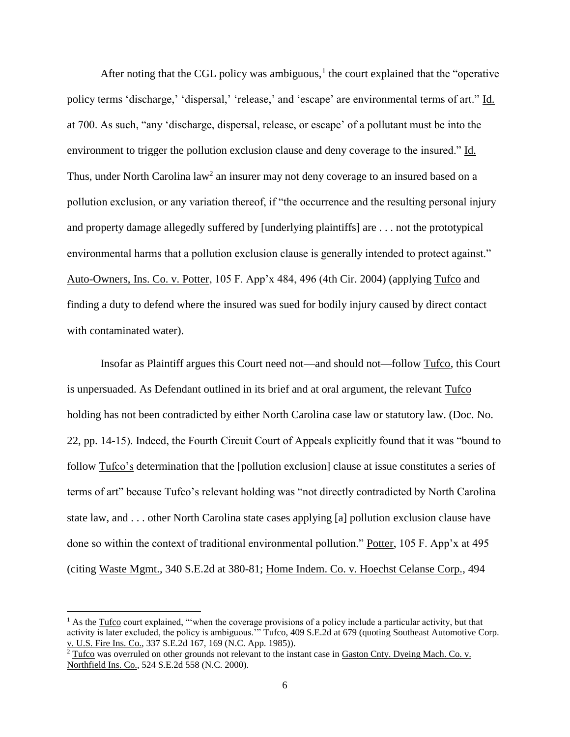After noting that the CGL policy was ambiguous,[1] the court explained that the "operative policy terms 'discharge,' 'dispersal,' 'release,' and 'escape' are environmental terms of art." Id. at 700. As such, "any 'discharge, dispersal, release, or escape' of a pollutant must be into the environment to trigger the pollution exclusion clause and deny coverage to the insured." Id. Thus, under North Carolina law[2] an insurer may not deny coverage to an insured based on a pollution exclusion, or any variation thereof, if "the occurrence and the resulting personal injury and property damage allegedly suffered by [underlying plaintiffs] are . . . not the prototypical environmental harms that a pollution exclusion clause is generally intended to protect against." Auto-Owners, Ins. Co. v. Potter, 105 F. App'x 484, 496 (4th Cir. 2004) (applying Tufco and finding a duty to defend where the insured was sued for bodily injury caused by direct contact with contaminated water).

Insofar as Plaintiff argues this Court need not—and should not—follow Tufco, this Court is unpersuaded. As Defendant outlined in its brief and at oral argument, the relevant Tufco holding has not been contradicted by either North Carolina case law or statutory law. (Doc. No. 22, pp. 14-15). Indeed, the Fourth Circuit Court of Appeals explicitly found that it was "bound to follow Tufco's determination that the [pollution exclusion] clause at issue constitutes a series of terms of art" because Tufco's relevant holding was "not directly contradicted by North Carolina state law, and . . . other North Carolina state cases applying [a] pollution exclusion clause have done so within the context of traditional environmental pollution." Potter, 105 F. App'x at 495 (citing Waste Mgmt., 340 S.E.2d at 380-81; Home Indem. Co. v. Hoechst Celanse Corp., 494

---

[1] As the Tufco court explained, "'when the coverage provisions of a policy include a particular activity, but that activity is later excluded, the policy is ambiguous.'" Tufco, 409 S.E.2d at 679 (quoting Southeast Automotive Corp. v. U.S. Fire Ins. Co., 337 S.E.2d 167, 169 (N.C. App. 1985)).

[2] Tufco was overruled on other grounds not relevant to the instant case in Gaston Cnty. Dyeing Mach. Co. v. Northfield Ins. Co., 524 S.E.2d 558 (N.C. 2000).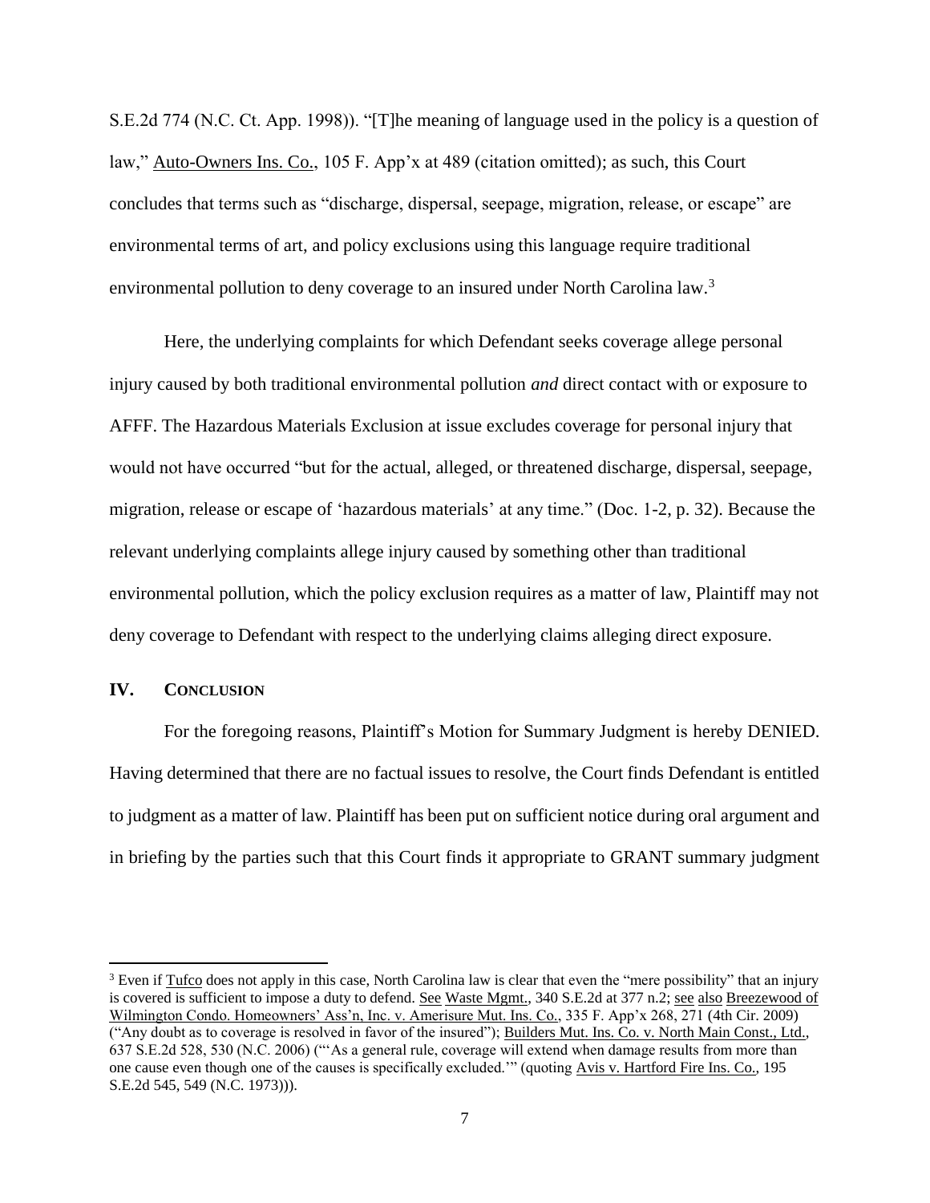S.E.2d 774 (N.C. Ct. App. 1998)). "[T]he meaning of language used in the policy is a question of law," Auto-Owners Ins. Co., 105 F. App'x at 489 (citation omitted); as such, this Court concludes that terms such as "discharge, dispersal, seepage, migration, release, or escape" are environmental terms of art, and policy exclusions using this language require traditional environmental pollution to deny coverage to an insured under North Carolina law.[3]

Here, the underlying complaints for which Defendant seeks coverage allege personal injury caused by both traditional environmental pollution *and* direct contact with or exposure to AFFF. The Hazardous Materials Exclusion at issue excludes coverage for personal injury that would not have occurred "but for the actual, alleged, or threatened discharge, dispersal, seepage, migration, release or escape of 'hazardous materials' at any time." (Doc. 1-2, p. 32). Because the relevant underlying complaints allege injury caused by something other than traditional environmental pollution, which the policy exclusion requires as a matter of law, Plaintiff may not deny coverage to Defendant with respect to the underlying claims alleging direct exposure.

## IV. CONCLUSION

For the foregoing reasons, Plaintiff's Motion for Summary Judgment is hereby DENIED. Having determined that there are no factual issues to resolve, the Court finds Defendant is entitled to judgment as a matter of law. Plaintiff has been put on sufficient notice during oral argument and in briefing by the parties such that this Court finds it appropriate to GRANT summary judgment

---

[3] Even if Tufco does not apply in this case, North Carolina law is clear that even the "mere possibility" that an injury is covered is sufficient to impose a duty to defend. See Waste Mgmt., 340 S.E.2d at 377 n.2; see also Breezewood of Wilmington Condo. Homeowners' Ass'n, Inc. v. Amerisure Mut. Ins. Co., 335 F. App'x 268, 271 (4th Cir. 2009) ("Any doubt as to coverage is resolved in favor of the insured"); Builders Mut. Ins. Co. v. North Main Const., Ltd., 637 S.E.2d 528, 530 (N.C. 2006) ("'As a general rule, coverage will extend when damage results from more than one cause even though one of the causes is specifically excluded.'" (quoting Avis v. Hartford Fire Ins. Co., 195 S.E.2d 545, 549 (N.C. 1973))).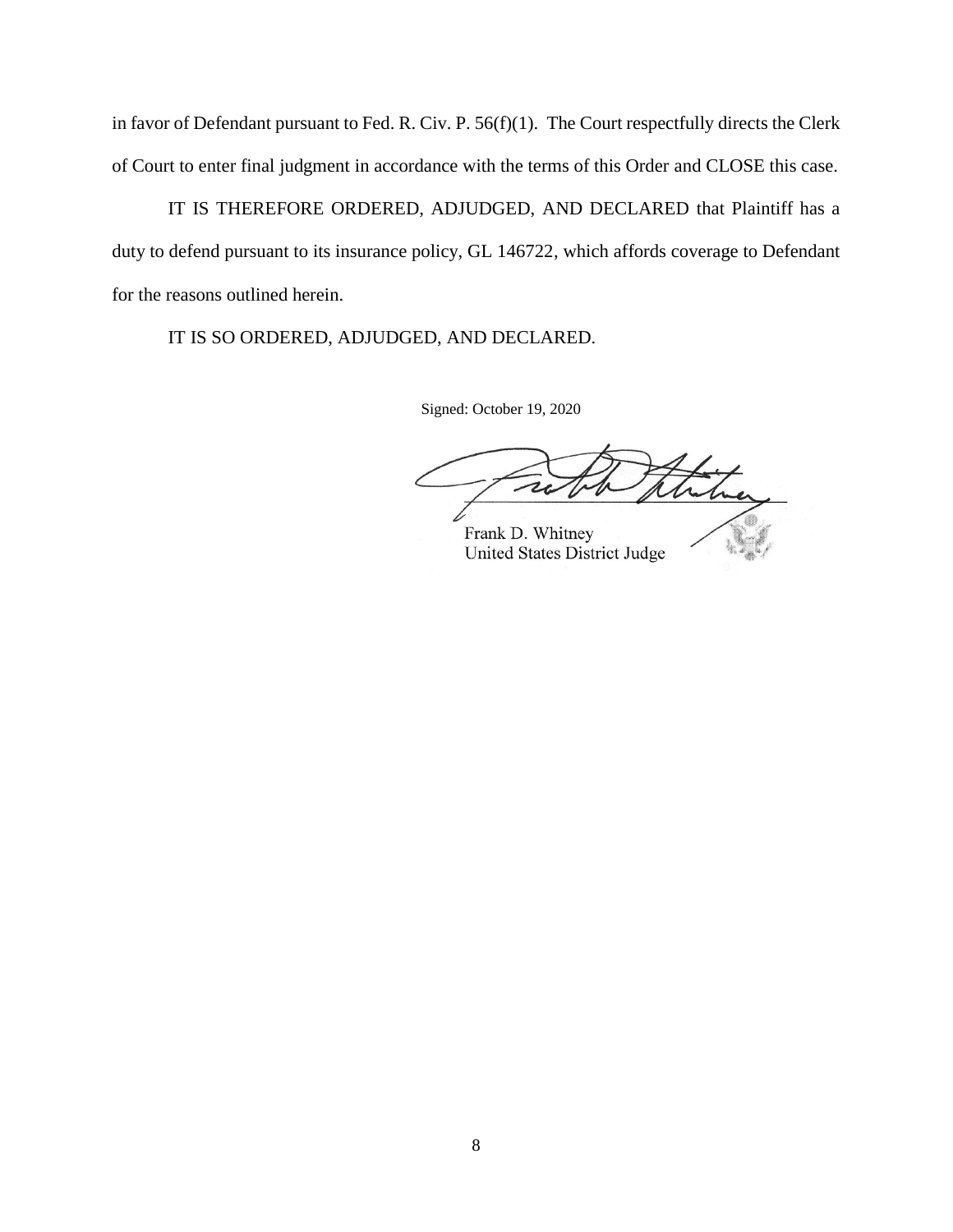in favor of Defendant pursuant to Fed. R. Civ. P. 56(f)(1). The Court respectfully directs the Clerk of Court to enter final judgment in accordance with the terms of this Order and CLOSE this case.

IT IS THEREFORE ORDERED, ADJUDGED, AND DECLARED that Plaintiff has a duty to defend pursuant to its insurance policy, GL 146722, which affords coverage to Defendant for the reasons outlined herein.

IT IS SO ORDERED, ADJUDGED, AND DECLARED.

Signed: October 19, 2020

Frank D. Whitney
United States District Judge